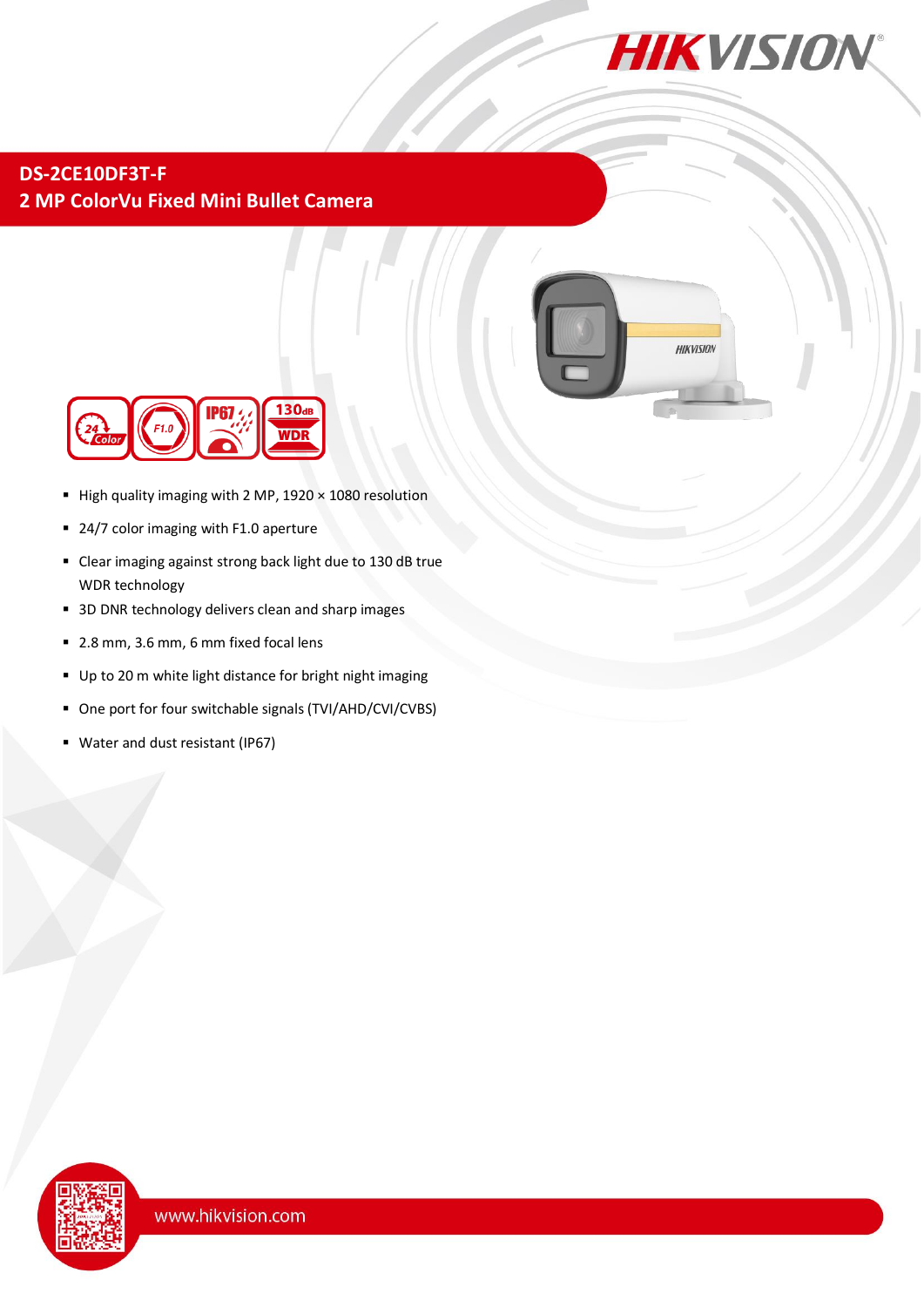# DS-2CE10DF3T-F
## 2 MP ColorVu Fixed Mini Bullet Camera

- High quality imaging with 2 MP, 1920 × 1080 resolution
- 24/7 color imaging with F1.0 aperture
- Clear imaging against strong back light due to 130 dB true WDR technology
- 3D DNR technology delivers clean and sharp images
- 2.8 mm, 3.6 mm, 6 mm fixed focal lens
- Up to 20 m white light distance for bright night imaging
- One port for four switchable signals (TVI/AHD/CVI/CVBS)
- Water and dust resistant (IP67)

www.hikvision.com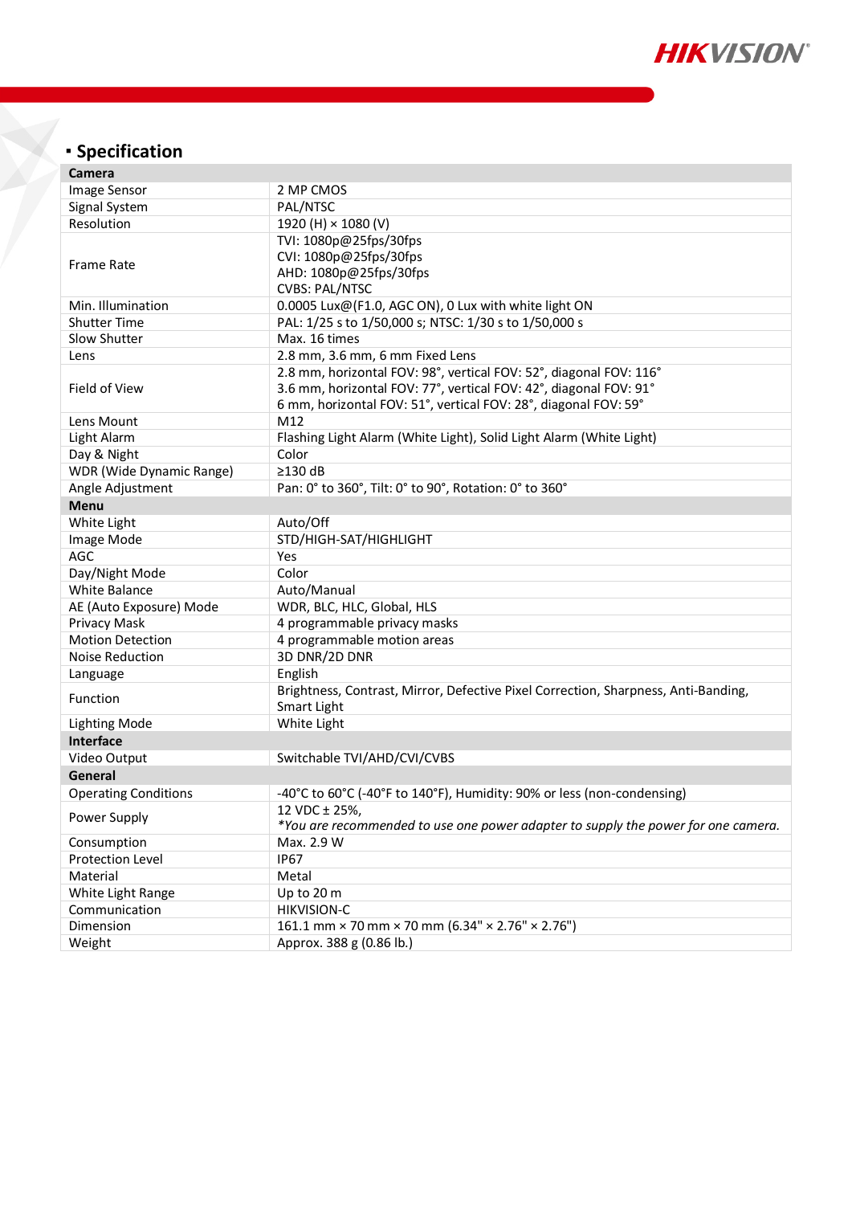## Specification

| Camera | |
|---|---|
| Image Sensor | 2 MP CMOS |
| Signal System | PAL/NTSC |
| Resolution | 1920 (H) × 1080 (V) |
| Frame Rate | TVI: 1080p@25fps/30fps<br>CVI: 1080p@25fps/30fps<br>AHD: 1080p@25fps/30fps<br>CVBS: PAL/NTSC |
| Min. Illumination | 0.0005 Lux@(F1.0, AGC ON), 0 Lux with white light ON |
| Shutter Time | PAL: 1/25 s to 1/50,000 s; NTSC: 1/30 s to 1/50,000 s |
| Slow Shutter | Max. 16 times |
| Lens | 2.8 mm, 3.6 mm, 6 mm Fixed Lens |
| Field of View | 2.8 mm, horizontal FOV: 98°, vertical FOV: 52°, diagonal FOV: 116°<br>3.6 mm, horizontal FOV: 77°, vertical FOV: 42°, diagonal FOV: 91°<br>6 mm, horizontal FOV: 51°, vertical FOV: 28°, diagonal FOV: 59° |
| Lens Mount | M12 |
| Light Alarm | Flashing Light Alarm (White Light), Solid Light Alarm (White Light) |
| Day & Night | Color |
| WDR (Wide Dynamic Range) | ≥130 dB |
| Angle Adjustment | Pan: 0° to 360°, Tilt: 0° to 90°, Rotation: 0° to 360° |
| **Menu** | |
| White Light | Auto/Off |
| Image Mode | STD/HIGH-SAT/HIGHLIGHT |
| AGC | Yes |
| Day/Night Mode | Color |
| White Balance | Auto/Manual |
| AE (Auto Exposure) Mode | WDR, BLC, HLC, Global, HLS |
| Privacy Mask | 4 programmable privacy masks |
| Motion Detection | 4 programmable motion areas |
| Noise Reduction | 3D DNR/2D DNR |
| Language | English |
| Function | Brightness, Contrast, Mirror, Defective Pixel Correction, Sharpness, Anti-Banding, Smart Light |
| Lighting Mode | White Light |
| **Interface** | |
| Video Output | Switchable TVI/AHD/CVI/CVBS |
| **General** | |
| Operating Conditions | -40°C to 60°C (-40°F to 140°F), Humidity: 90% or less (non-condensing) |
| Power Supply | 12 VDC ± 25%,<br>*You are recommended to use one power adapter to supply the power for one camera.* |
| Consumption | Max. 2.9 W |
| Protection Level | IP67 |
| Material | Metal |
| White Light Range | Up to 20 m |
| Communication | HIKVISION-C |
| Dimension | 161.1 mm × 70 mm × 70 mm (6.34" × 2.76" × 2.76") |
| Weight | Approx. 388 g (0.86 lb.) |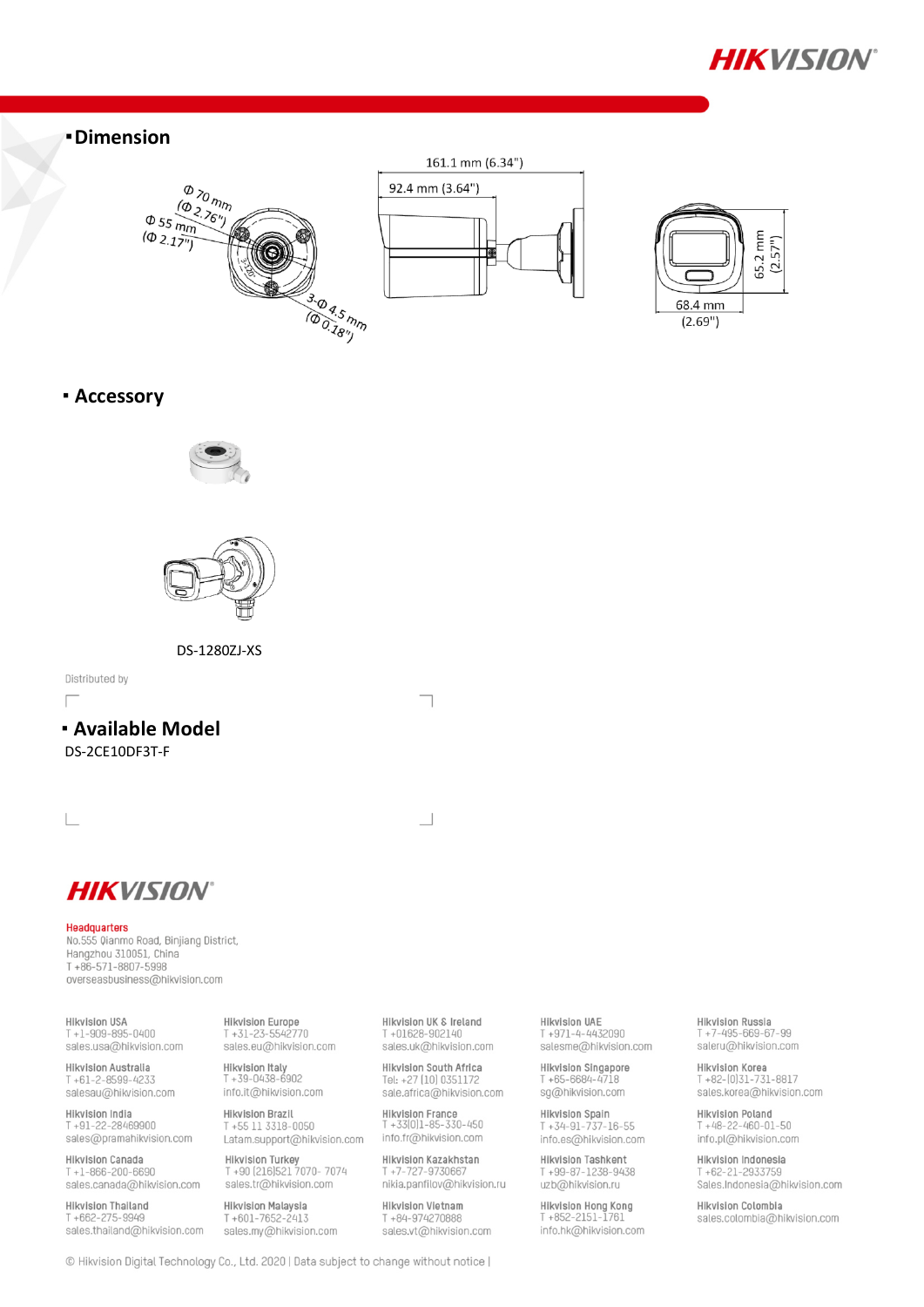## Dimension

Φ 70 mm (Φ 2.76")

Φ 55 mm (Φ 2.17")

3-Φ 4.5 mm (Φ 0.18")

161.1 mm (6.34")

92.4 mm (3.64")

65.2 mm (2.57")

68.4 mm (2.69")

## Accessory

DS-1280ZJ-XS

Distributed by

## Available Model

DS-2CE10DF3T-F

**HIKVISION**

**Headquarters**
No.555 Qianmo Road, Binjiang District,
Hangzhou 310051, China
T +86-571-8807-5998
overseasbusiness@hikvision.com

Hikvision USA
T +1-909-895-0400
sales.usa@hikvision.com

Hikvision Australia
T +61-2-8599-4233
salesau@hikvision.com

Hikvision India
T +91-22-28469900
sales@pramahikvision.com

Hikvision Canada
T +1-866-200-6690
sales.canada@hikvision.com

Hikvision Thailand
T +662-275-9949
sales.thailand@hikvision.com

Hikvision Europe
T +31-23-5542770
sales.eu@hikvision.com

Hikvision Italy
T +39-0438-6902
info.it@hikvision.com

Hikvision Brazil
T +55 11 3318-0050
Latam.support@hikvision.com

Hikvision Turkey
T +90 (216)521 7070- 7074
sales.tr@hikvision.com

Hikvision Malaysia
T +601-7652-2413
sales.my@hikvision.com

Hikvision UK & Ireland
T +01628-902140
sales.uk@hikvision.com

Hikvision South Africa
Tel: +27 (10) 0351172
sale.africa@hikvision.com

Hikvision France
T +33(0)1-85-330-450
info.fr@hikvision.com

Hikvision Kazakhstan
T +7-727-9730667
nikia.panfilov@hikvision.ru

Hikvision Vietnam
T +84-974270888
sales.vt@hikvision.com

Hikvision UAE
T +971-4-4432090
salesme@hikvision.com

Hikvision Singapore
T +65-6684-4718
sg@hikvision.com

Hikvision Spain
T +34-91-737-16-55
info.es@hikvision.com

Hikvision Tashkent
T +99-87-1238-9438
uzb@hikvision.ru

Hikvision Hong Kong
T +852-2151-1761
info.hk@hikvision.com

Hikvision Russia
T +7-495-669-67-99
saleru@hikvision.com

Hikvision Korea
T +82-(0)31-731-8817
sales.korea@hikvision.com

Hikvision Poland
T +48-22-460-01-50
info.pl@hikvision.com

Hikvision Indonesia
T +62-21-2933759
Sales.Indonesia@hikvision.com

Hikvision Colombia
sales.colombia@hikvision.com

© Hikvision Digital Technology Co., Ltd. 2020 | Data subject to change without notice |